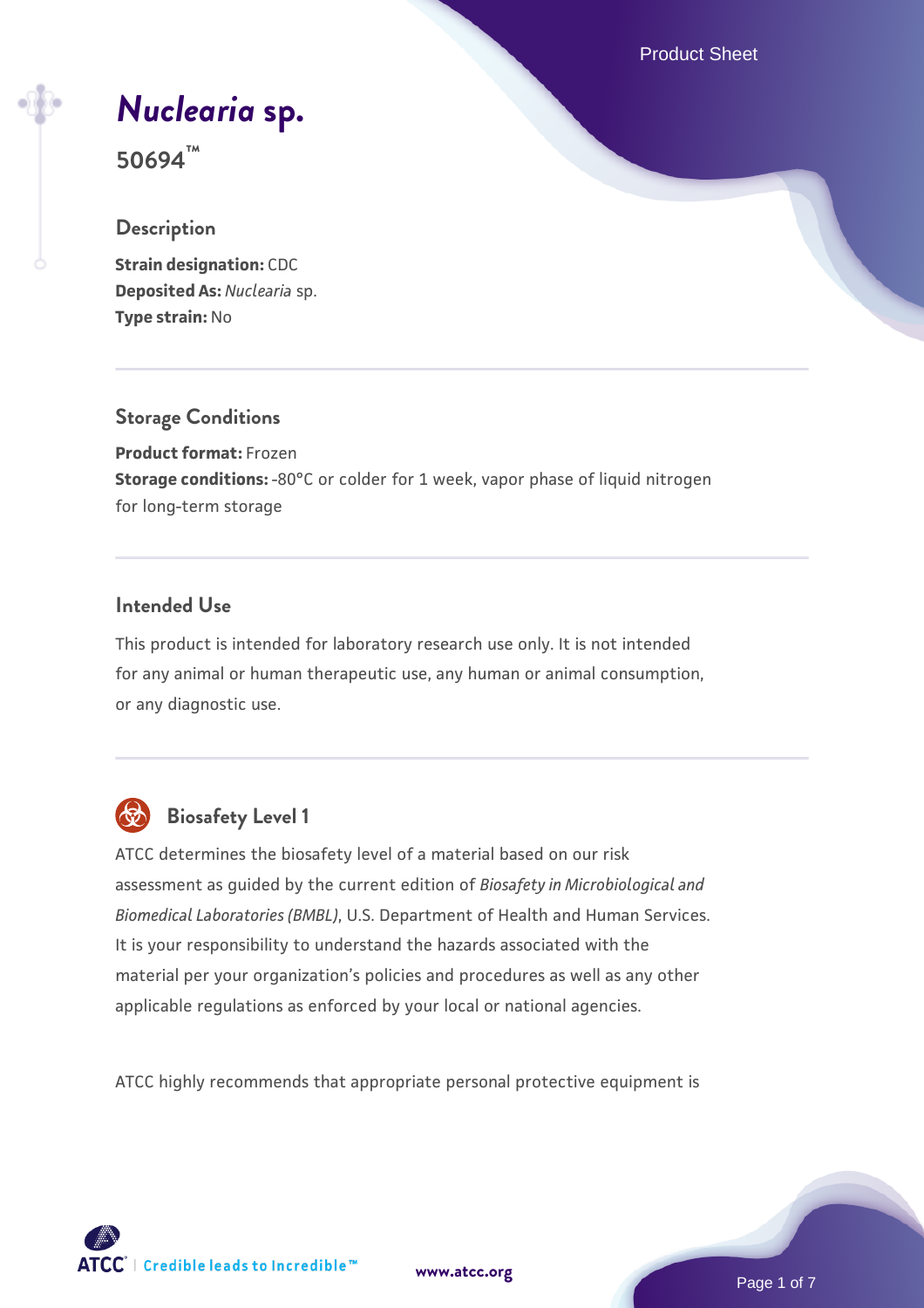# *Nuclearia* sp.

**50694™**

## Description

**Strain designation:** CDC
**Deposited As:** *Nuclearia* sp.
**Type strain:** No

## Storage Conditions

**Product format:** Frozen
**Storage conditions:** -80°C or colder for 1 week, vapor phase of liquid nitrogen for long-term storage

## Intended Use

This product is intended for laboratory research use only. It is not intended for any animal or human therapeutic use, any human or animal consumption, or any diagnostic use.

## Biosafety Level 1

ATCC determines the biosafety level of a material based on our risk assessment as guided by the current edition of *Biosafety in Microbiological and Biomedical Laboratories (BMBL)*, U.S. Department of Health and Human Services. It is your responsibility to understand the hazards associated with the material per your organization's policies and procedures as well as any other applicable regulations as enforced by your local or national agencies.

ATCC highly recommends that appropriate personal protective equipment is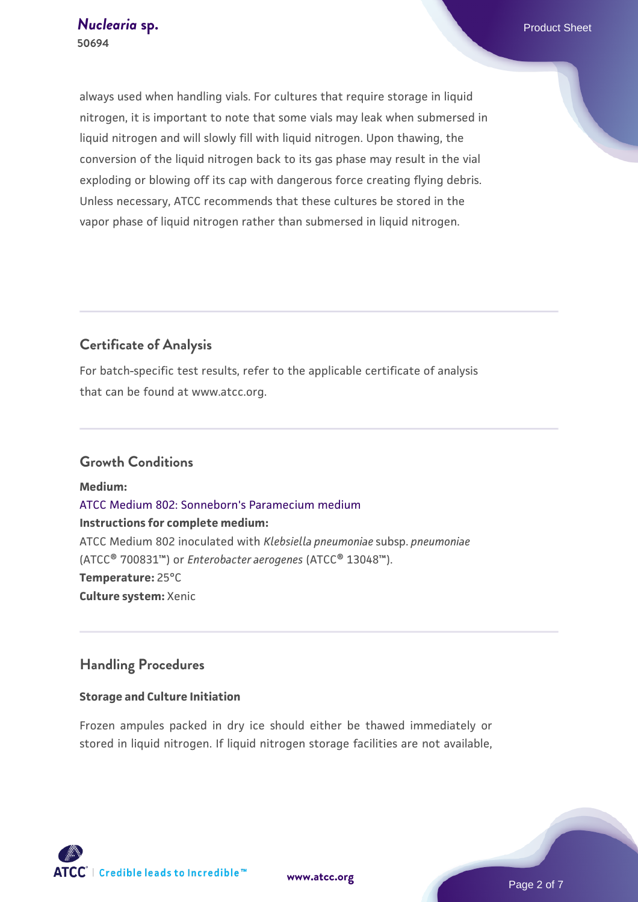always used when handling vials. For cultures that require storage in liquid nitrogen, it is important to note that some vials may leak when submersed in liquid nitrogen and will slowly fill with liquid nitrogen. Upon thawing, the conversion of the liquid nitrogen back to its gas phase may result in the vial exploding or blowing off its cap with dangerous force creating flying debris. Unless necessary, ATCC recommends that these cultures be stored in the vapor phase of liquid nitrogen rather than submersed in liquid nitrogen.

## Certificate of Analysis

For batch-specific test results, refer to the applicable certificate of analysis that can be found at www.atcc.org.

## Growth Conditions

**Medium:**
ATCC Medium 802: Sonneborn's Paramecium medium
**Instructions for complete medium:**
ATCC Medium 802 inoculated with *Klebsiella pneumoniae* subsp. *pneumoniae* (ATCC® 700831™) or *Enterobacter aerogenes* (ATCC® 13048™).
**Temperature:** 25°C
**Culture system:** Xenic

## Handling Procedures

### Storage and Culture Initiation

Frozen ampules packed in dry ice should either be thawed immediately or stored in liquid nitrogen. If liquid nitrogen storage facilities are not available,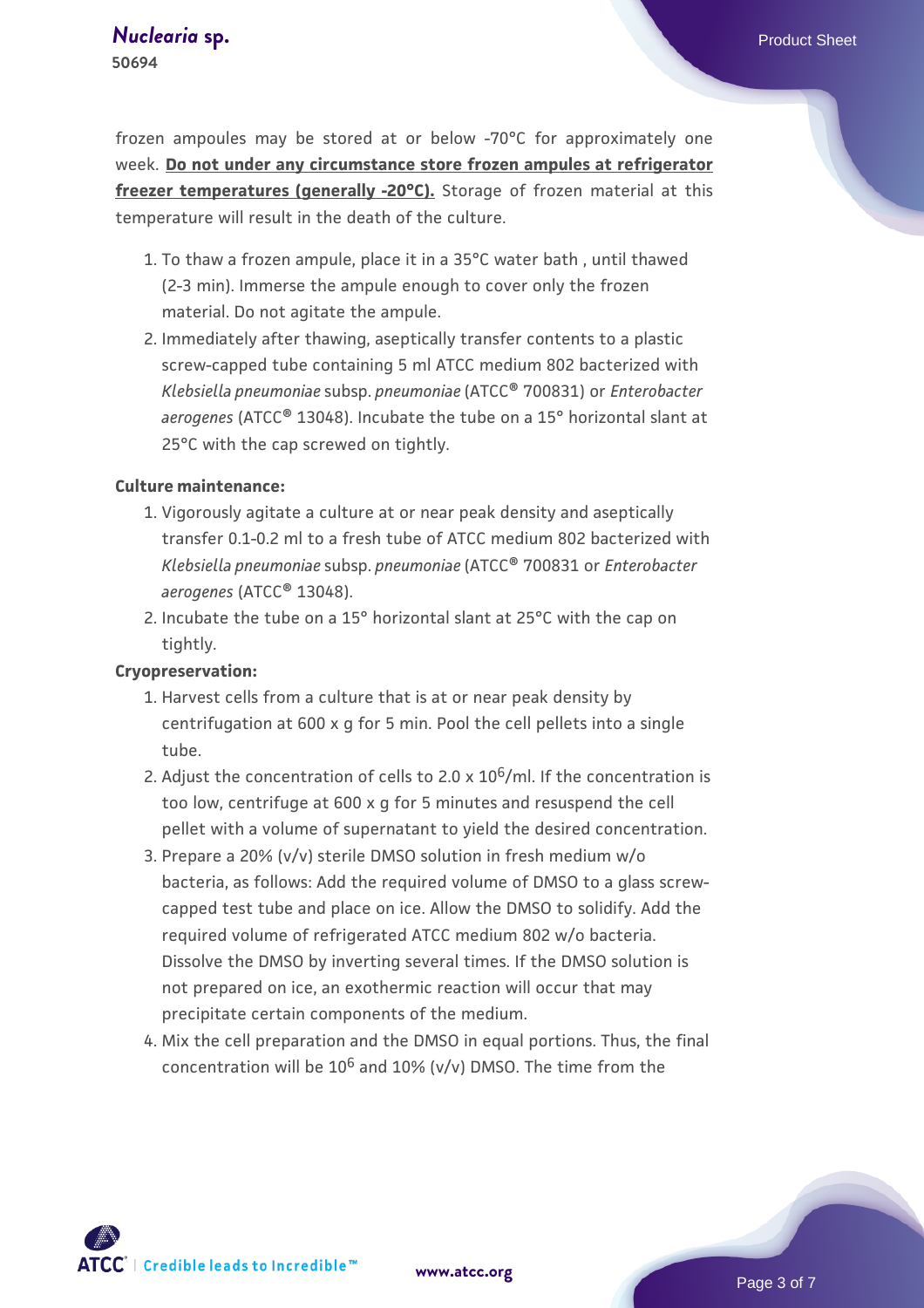frozen ampoules may be stored at or below -70°C for approximately one week. **Do not under any circumstance store frozen ampules at refrigerator freezer temperatures (generally -20°C).** Storage of frozen material at this temperature will result in the death of the culture.

1. To thaw a frozen ampule, place it in a 35°C water bath , until thawed (2-3 min). Immerse the ampule enough to cover only the frozen material. Do not agitate the ampule.
2. Immediately after thawing, aseptically transfer contents to a plastic screw-capped tube containing 5 ml ATCC medium 802 bacterized with *Klebsiella pneumoniae* subsp. *pneumoniae* (ATCC® 700831) or *Enterobacter aerogenes* (ATCC® 13048). Incubate the tube on a 15° horizontal slant at 25°C with the cap screwed on tightly.

**Culture maintenance:**

1. Vigorously agitate a culture at or near peak density and aseptically transfer 0.1-0.2 ml to a fresh tube of ATCC medium 802 bacterized with *Klebsiella pneumoniae* subsp. *pneumoniae* (ATCC® 700831 or *Enterobacter aerogenes* (ATCC® 13048).
2. Incubate the tube on a 15° horizontal slant at 25°C with the cap on tightly.

**Cryopreservation:**

1. Harvest cells from a culture that is at or near peak density by centrifugation at 600 x g for 5 min. Pool the cell pellets into a single tube.
2. Adjust the concentration of cells to 2.0 x $10^6$/ml. If the concentration is too low, centrifuge at 600 x g for 5 minutes and resuspend the cell pellet with a volume of supernatant to yield the desired concentration.
3. Prepare a 20% (v/v) sterile DMSO solution in fresh medium w/o bacteria, as follows: Add the required volume of DMSO to a glass screw-capped test tube and place on ice. Allow the DMSO to solidify. Add the required volume of refrigerated ATCC medium 802 w/o bacteria. Dissolve the DMSO by inverting several times. If the DMSO solution is not prepared on ice, an exothermic reaction will occur that may precipitate certain components of the medium.
4. Mix the cell preparation and the DMSO in equal portions. Thus, the final concentration will be $10^6$ and 10% (v/v) DMSO. The time from the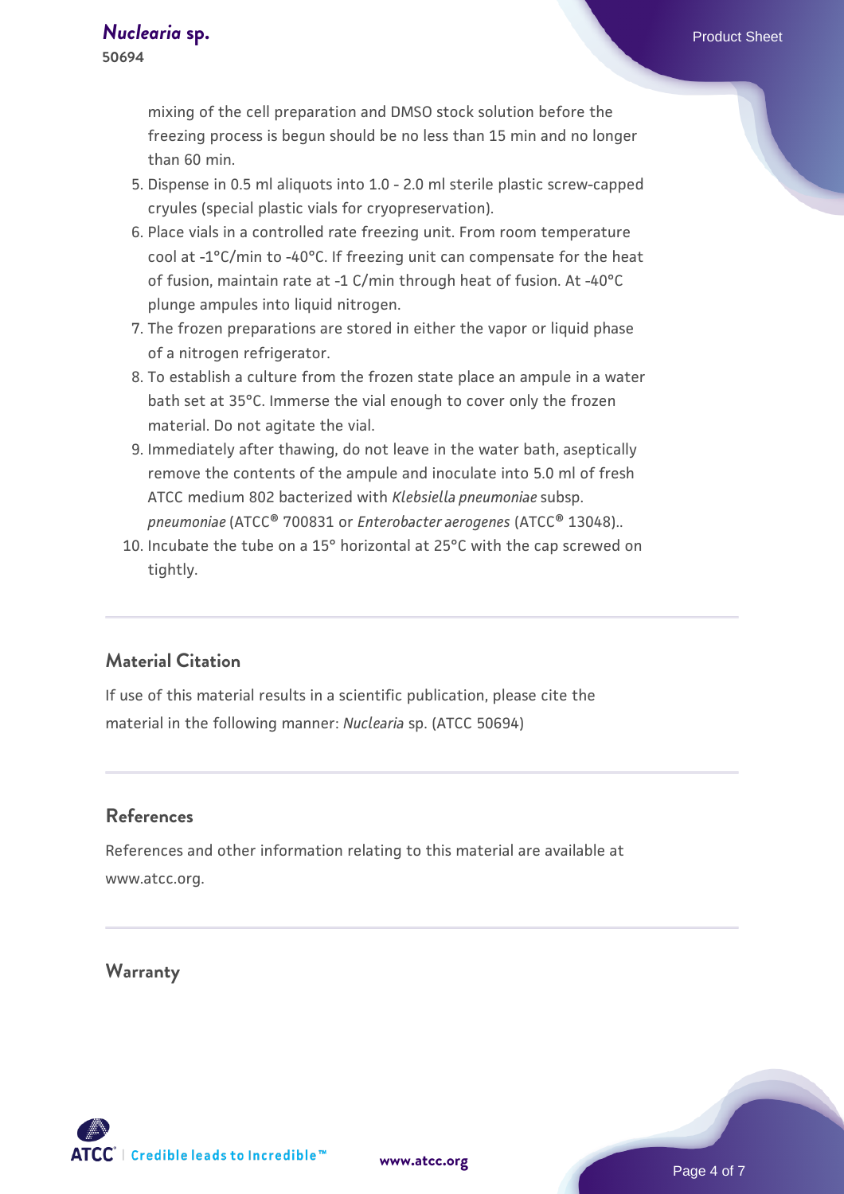mixing of the cell preparation and DMSO stock solution before the freezing process is begun should be no less than 15 min and no longer than 60 min.

5. Dispense in 0.5 ml aliquots into 1.0 - 2.0 ml sterile plastic screw-capped cryules (special plastic vials for cryopreservation).
6. Place vials in a controlled rate freezing unit. From room temperature cool at -1°C/min to -40°C. If freezing unit can compensate for the heat of fusion, maintain rate at -1 C/min through heat of fusion. At -40°C plunge ampules into liquid nitrogen.
7. The frozen preparations are stored in either the vapor or liquid phase of a nitrogen refrigerator.
8. To establish a culture from the frozen state place an ampule in a water bath set at 35°C. Immerse the vial enough to cover only the frozen material. Do not agitate the vial.
9. Immediately after thawing, do not leave in the water bath, aseptically remove the contents of the ampule and inoculate into 5.0 ml of fresh ATCC medium 802 bacterized with *Klebsiella pneumoniae* subsp. *pneumoniae* (ATCC® 700831 or *Enterobacter aerogenes* (ATCC® 13048)..
10. Incubate the tube on a 15° horizontal at 25°C with the cap screwed on tightly.

## Material Citation

If use of this material results in a scientific publication, please cite the material in the following manner: *Nuclearia* sp. (ATCC 50694)

## References

References and other information relating to this material are available at www.atcc.org.

## Warranty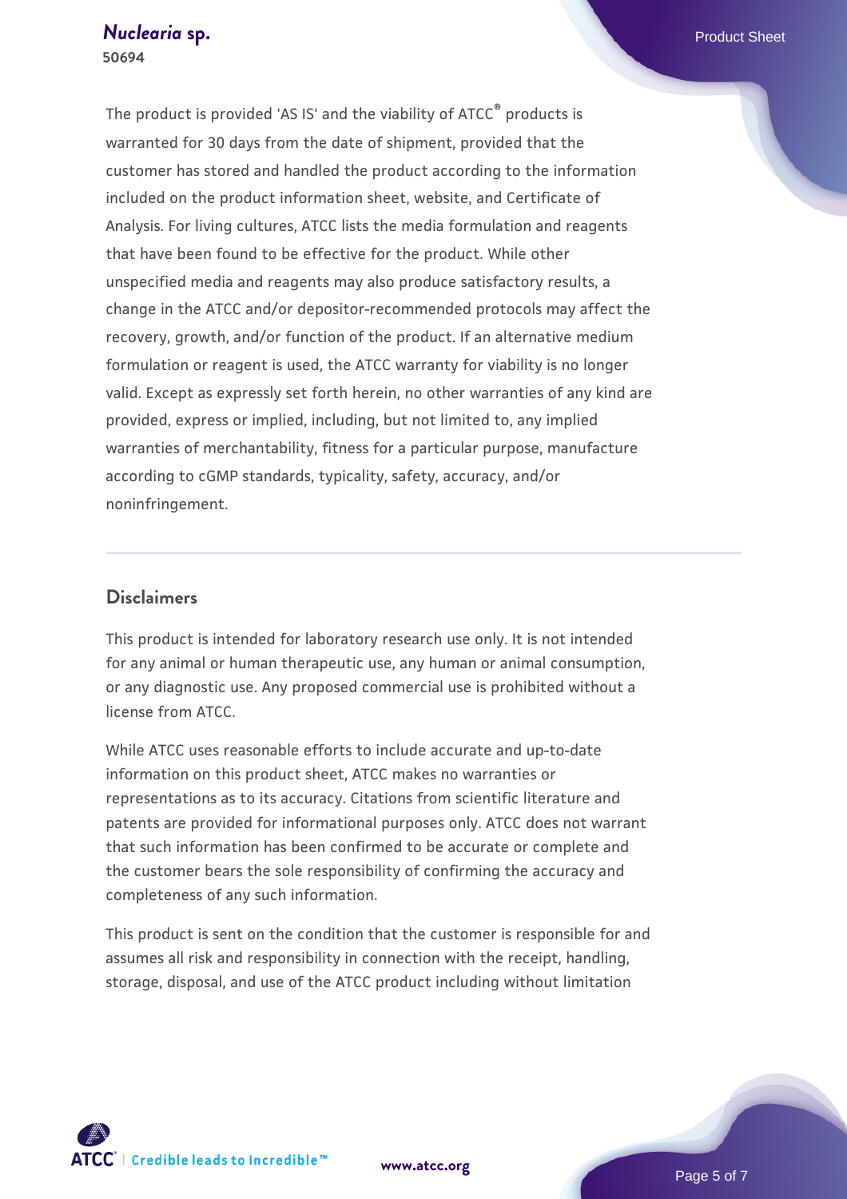The product is provided 'AS IS' and the viability of ATCC® products is warranted for 30 days from the date of shipment, provided that the customer has stored and handled the product according to the information included on the product information sheet, website, and Certificate of Analysis. For living cultures, ATCC lists the media formulation and reagents that have been found to be effective for the product. While other unspecified media and reagents may also produce satisfactory results, a change in the ATCC and/or depositor-recommended protocols may affect the recovery, growth, and/or function of the product. If an alternative medium formulation or reagent is used, the ATCC warranty for viability is no longer valid. Except as expressly set forth herein, no other warranties of any kind are provided, express or implied, including, but not limited to, any implied warranties of merchantability, fitness for a particular purpose, manufacture according to cGMP standards, typicality, safety, accuracy, and/or noninfringement.

## Disclaimers

This product is intended for laboratory research use only. It is not intended for any animal or human therapeutic use, any human or animal consumption, or any diagnostic use. Any proposed commercial use is prohibited without a license from ATCC.

While ATCC uses reasonable efforts to include accurate and up-to-date information on this product sheet, ATCC makes no warranties or representations as to its accuracy. Citations from scientific literature and patents are provided for informational purposes only. ATCC does not warrant that such information has been confirmed to be accurate or complete and the customer bears the sole responsibility of confirming the accuracy and completeness of any such information.

This product is sent on the condition that the customer is responsible for and assumes all risk and responsibility in connection with the receipt, handling, storage, disposal, and use of the ATCC product including without limitation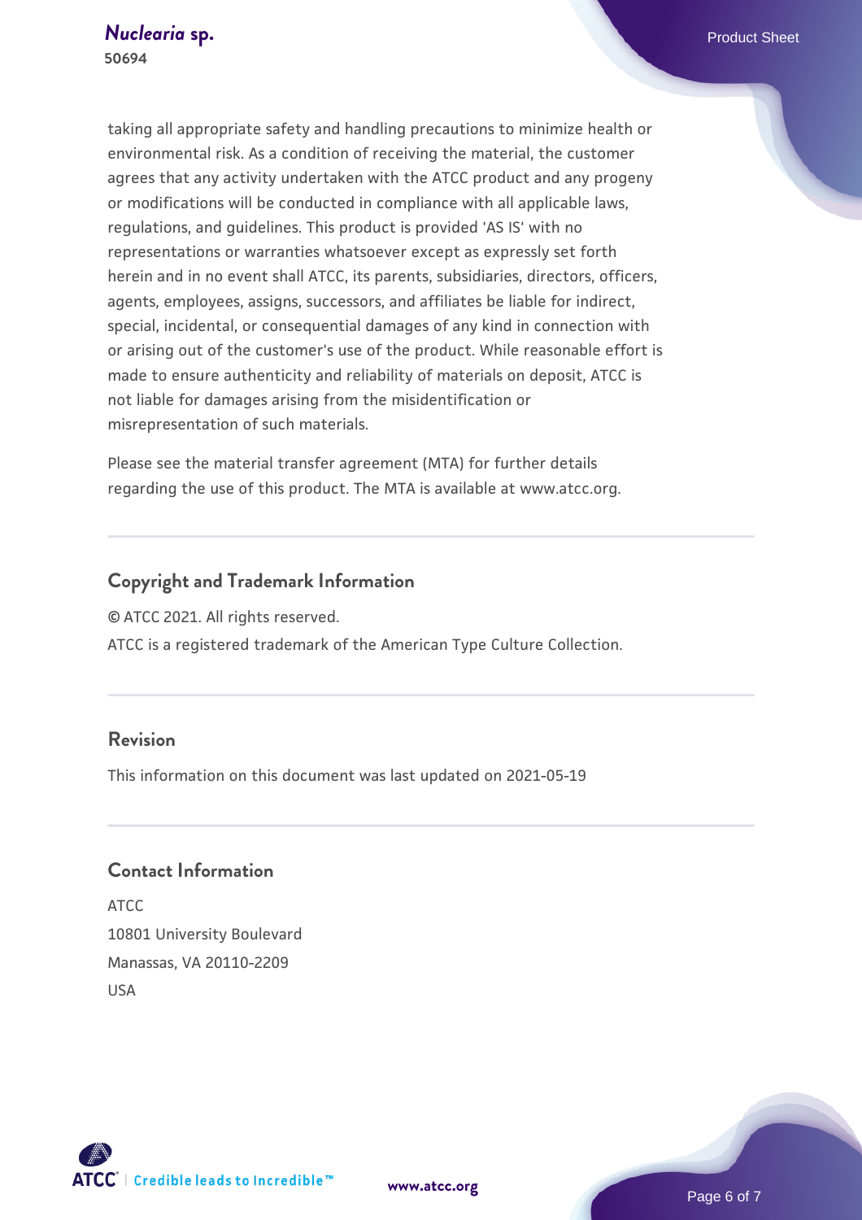taking all appropriate safety and handling precautions to minimize health or environmental risk. As a condition of receiving the material, the customer agrees that any activity undertaken with the ATCC product and any progeny or modifications will be conducted in compliance with all applicable laws, regulations, and guidelines. This product is provided 'AS IS' with no representations or warranties whatsoever except as expressly set forth herein and in no event shall ATCC, its parents, subsidiaries, directors, officers, agents, employees, assigns, successors, and affiliates be liable for indirect, special, incidental, or consequential damages of any kind in connection with or arising out of the customer's use of the product. While reasonable effort is made to ensure authenticity and reliability of materials on deposit, ATCC is not liable for damages arising from the misidentification or misrepresentation of such materials.

Please see the material transfer agreement (MTA) for further details regarding the use of this product. The MTA is available at www.atcc.org.

## Copyright and Trademark Information

© ATCC 2021. All rights reserved.

ATCC is a registered trademark of the American Type Culture Collection.

## Revision

This information on this document was last updated on 2021-05-19

## Contact Information

ATCC
10801 University Boulevard
Manassas, VA 20110-2209
USA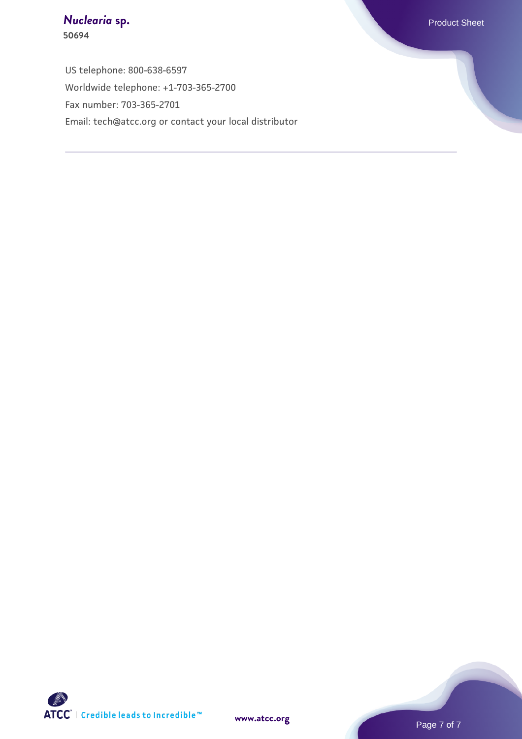US telephone: 800-638-6597

Worldwide telephone: +1-703-365-2700

Fax number: 703-365-2701

Email: tech@atcc.org or contact your local distributor